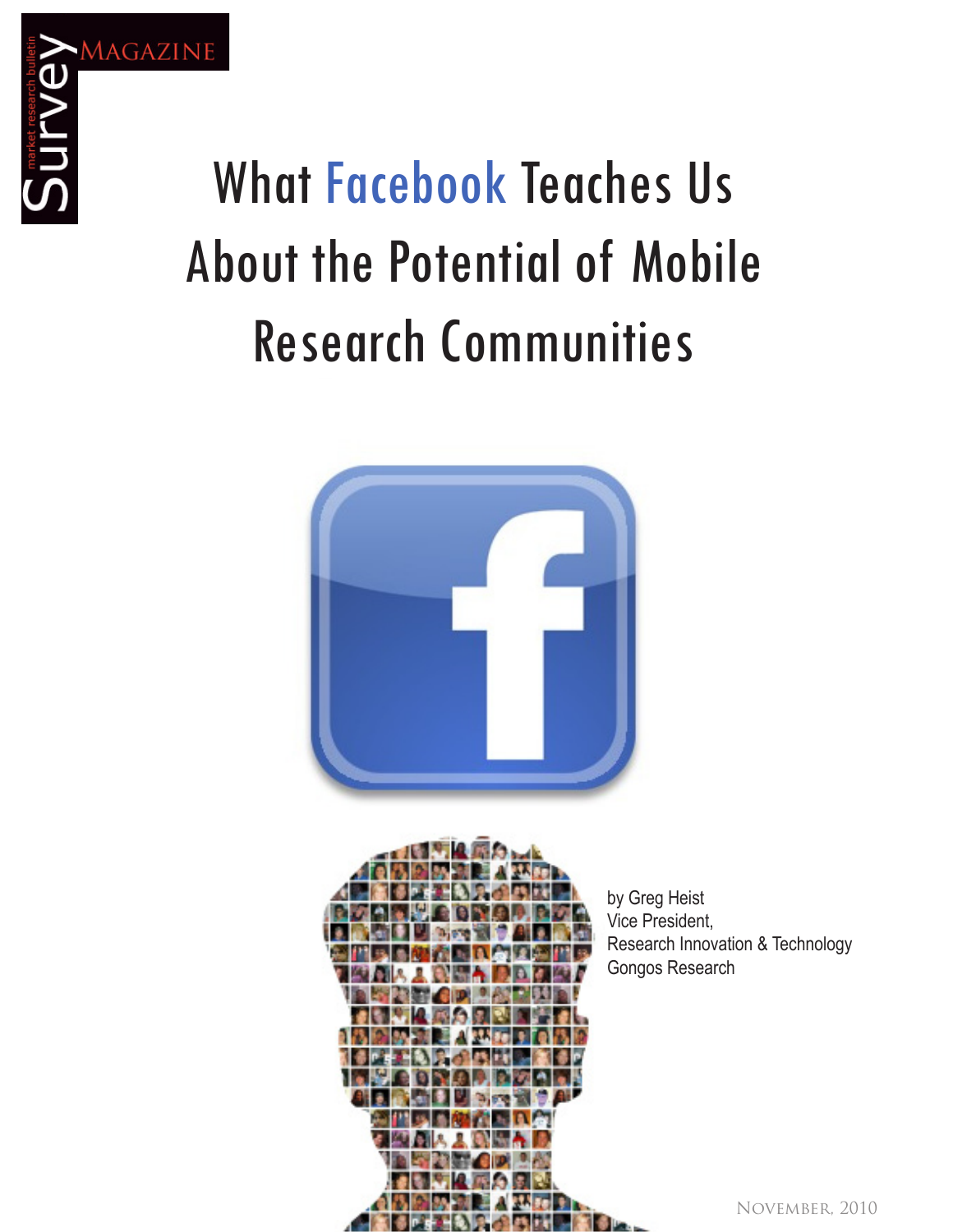Survey Magazine

market research bulletin

# What Facebook Teaches Us About the Potential of Mobile Research Communities

by Greg Heist
Vice President,
Research Innovation & Technology
Gongos Research

November, 2010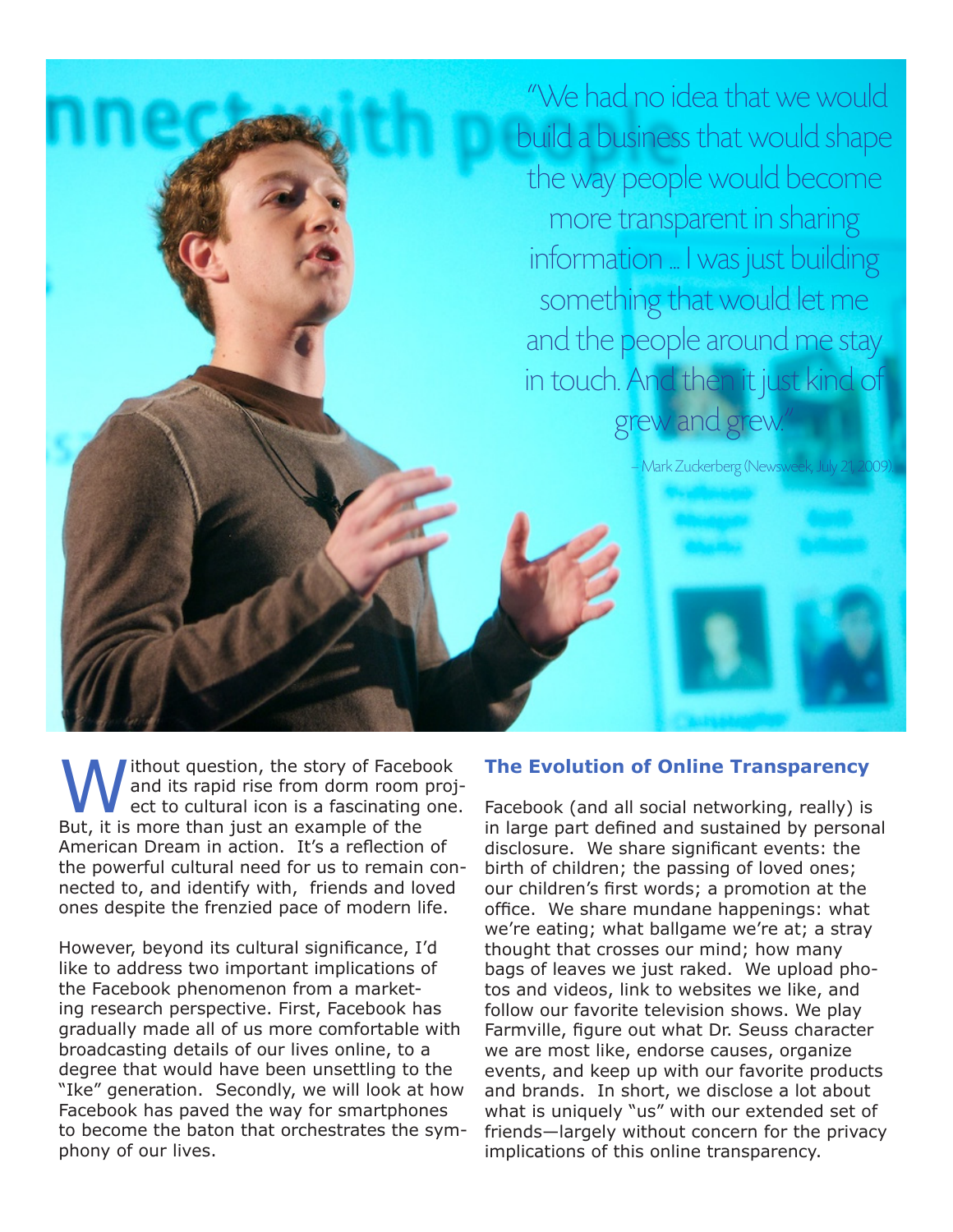"We had no idea that we would build a business that would shape the way people would become more transparent in sharing information ... I was just building something that would let me and the people around me stay in touch. And then it just kind of grew and grew."

– Mark Zuckerberg (Newsweek, July 21, 2009).

Without question, the story of Facebook and its rapid rise from dorm room project to cultural icon is a fascinating one. But, it is more than just an example of the American Dream in action. It's a reflection of the powerful cultural need for us to remain connected to, and identify with, friends and loved ones despite the frenzied pace of modern life.

However, beyond its cultural significance, I'd like to address two important implications of the Facebook phenomenon from a marketing research perspective. First, Facebook has gradually made all of us more comfortable with broadcasting details of our lives online, to a degree that would have been unsettling to the "Ike" generation. Secondly, we will look at how Facebook has paved the way for smartphones to become the baton that orchestrates the symphony of our lives.

### The Evolution of Online Transparency

Facebook (and all social networking, really) is in large part defined and sustained by personal disclosure. We share significant events: the birth of children; the passing of loved ones; our children's first words; a promotion at the office. We share mundane happenings: what we're eating; what ballgame we're at; a stray thought that crosses our mind; how many bags of leaves we just raked. We upload photos and videos, link to websites we like, and follow our favorite television shows. We play Farmville, figure out what Dr. Seuss character we are most like, endorse causes, organize events, and keep up with our favorite products and brands. In short, we disclose a lot about what is uniquely "us" with our extended set of friends—largely without concern for the privacy implications of this online transparency.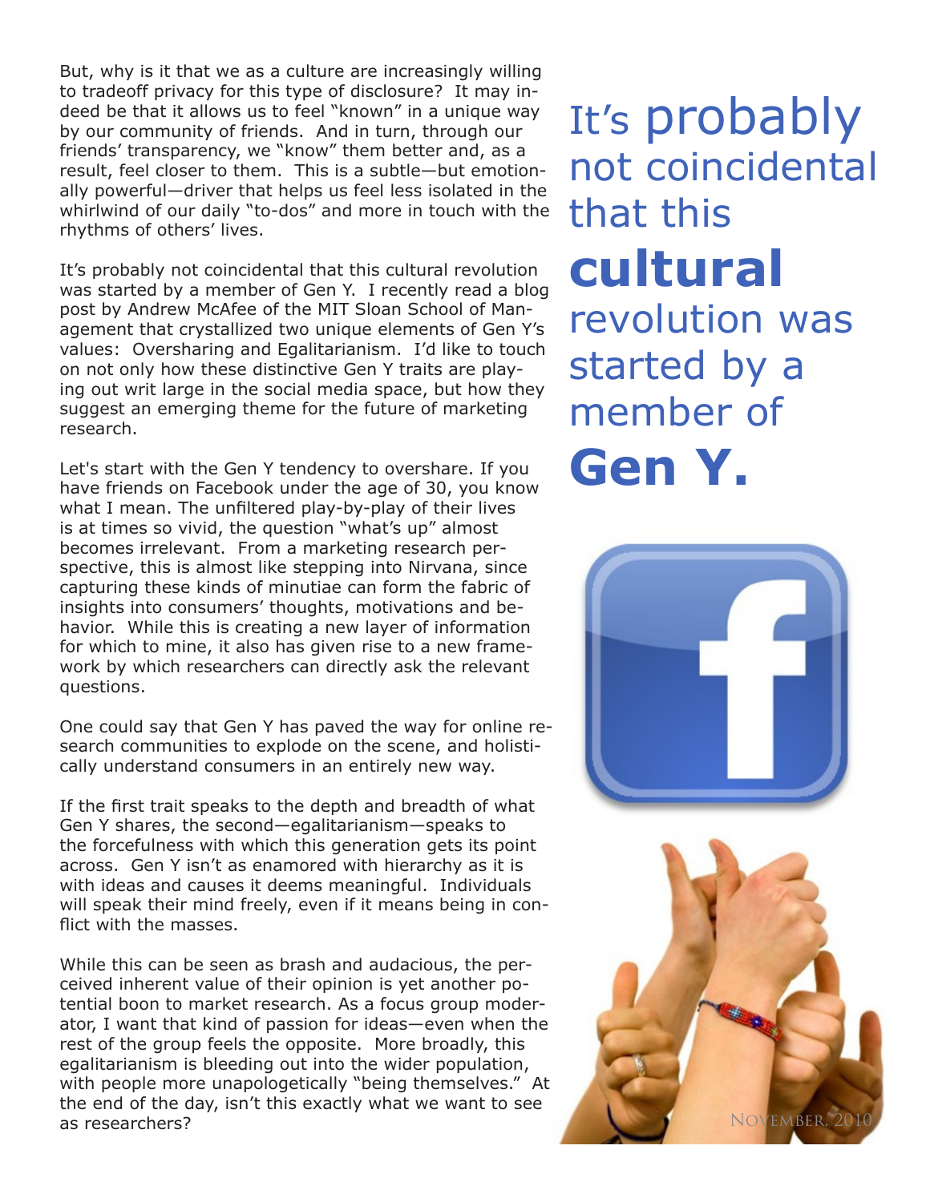But, why is it that we as a culture are increasingly willing to tradeoff privacy for this type of disclosure? It may indeed be that it allows us to feel "known" in a unique way by our community of friends. And in turn, through our friends' transparency, we "know" them better and, as a result, feel closer to them. This is a subtle—but emotionally powerful—driver that helps us feel less isolated in the whirlwind of our daily "to-dos" and more in touch with the rhythms of others' lives.

It's probably not coincidental that this cultural revolution was started by a member of Gen Y. I recently read a blog post by Andrew McAfee of the MIT Sloan School of Management that crystallized two unique elements of Gen Y's values: Oversharing and Egalitarianism. I'd like to touch on not only how these distinctive Gen Y traits are playing out writ large in the social media space, but how they suggest an emerging theme for the future of marketing research.

Let's start with the Gen Y tendency to overshare. If you have friends on Facebook under the age of 30, you know what I mean. The unfiltered play-by-play of their lives is at times so vivid, the question "what's up" almost becomes irrelevant. From a marketing research perspective, this is almost like stepping into Nirvana, since capturing these kinds of minutiae can form the fabric of insights into consumers' thoughts, motivations and behavior. While this is creating a new layer of information for which to mine, it also has given rise to a new framework by which researchers can directly ask the relevant questions.

One could say that Gen Y has paved the way for online research communities to explode on the scene, and holistically understand consumers in an entirely new way.

If the first trait speaks to the depth and breadth of what Gen Y shares, the second—egalitarianism—speaks to the forcefulness with which this generation gets its point across. Gen Y isn't as enamored with hierarchy as it is with ideas and causes it deems meaningful. Individuals will speak their mind freely, even if it means being in conflict with the masses.

While this can be seen as brash and audacious, the perceived inherent value of their opinion is yet another potential boon to market research. As a focus group moderator, I want that kind of passion for ideas—even when the rest of the group feels the opposite. More broadly, this egalitarianism is bleeding out into the wider population, with people more unapologetically "being themselves." At the end of the day, isn't this exactly what we want to see as researchers?

> It's probably not coincidental that this **cultural** revolution was started by a member of **Gen Y.**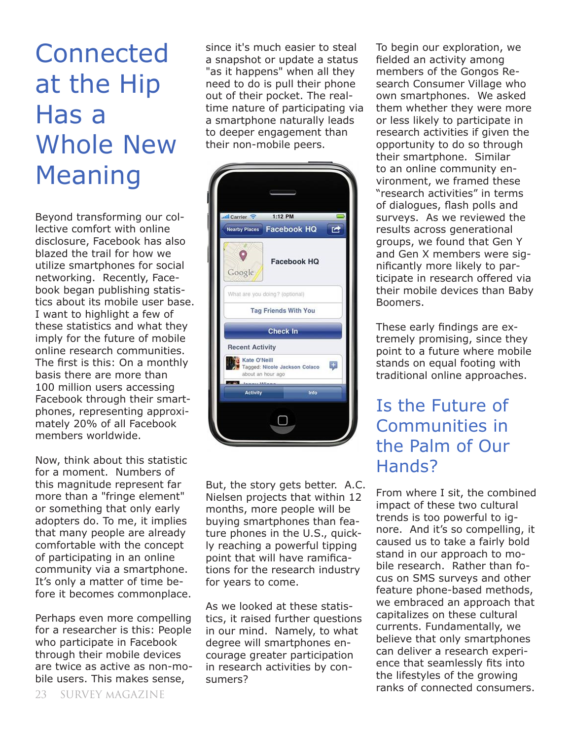# Connected at the Hip Has a Whole New Meaning

Beyond transforming our collective comfort with online disclosure, Facebook has also blazed the trail for how we utilize smartphones for social networking. Recently, Facebook began publishing statistics about its mobile user base. I want to highlight a few of these statistics and what they imply for the future of mobile online research communities. The first is this: On a monthly basis there are more than 100 million users accessing Facebook through their smartphones, representing approximately 20% of all Facebook members worldwide.

Now, think about this statistic for a moment. Numbers of this magnitude represent far more than a "fringe element" or something that only early adopters do. To me, it implies that many people are already comfortable with the concept of participating in an online community via a smartphone. It's only a matter of time before it becomes commonplace.

Perhaps even more compelling for a researcher is this: People who participate in Facebook through their mobile devices are twice as active as non-mobile users. This makes sense, since it's much easier to steal a snapshot or update a status "as it happens" when all they need to do is pull their phone out of their pocket. The real-time nature of participating via a smartphone naturally leads to deeper engagement than their non-mobile peers.

But, the story gets better. A.C. Nielsen projects that within 12 months, more people will be buying smartphones than feature phones in the U.S., quickly reaching a powerful tipping point that will have ramifications for the research industry for years to come.

As we looked at these statistics, it raised further questions in our mind. Namely, to what degree will smartphones encourage greater participation in research activities by consumers?

To begin our exploration, we fielded an activity among members of the Gongos Research Consumer Village who own smartphones. We asked them whether they were more or less likely to participate in research activities if given the opportunity to do so through their smartphone. Similar to an online community environment, we framed these "research activities" in terms of dialogues, flash polls and surveys. As we reviewed the results across generational groups, we found that Gen Y and Gen X members were significantly more likely to participate in research offered via their mobile devices than Baby Boomers.

These early findings are extremely promising, since they point to a future where mobile stands on equal footing with traditional online approaches.

# Is the Future of Communities in the Palm of Our Hands?

From where I sit, the combined impact of these two cultural trends is too powerful to ignore. And it's so compelling, it caused us to take a fairly bold stand in our approach to mobile research. Rather than focus on SMS surveys and other feature phone-based methods, we embraced an approach that capitalizes on these cultural currents. Fundamentally, we believe that only smartphones can deliver a research experience that seamlessly fits into the lifestyles of the growing ranks of connected consumers.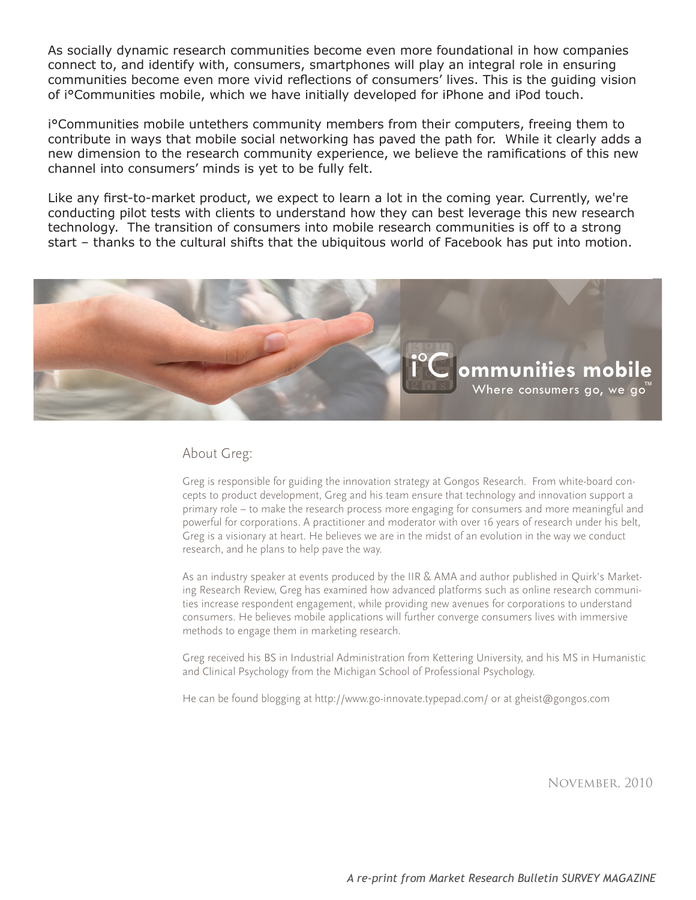As socially dynamic research communities become even more foundational in how companies connect to, and identify with, consumers, smartphones will play an integral role in ensuring communities become even more vivid reflections of consumers' lives. This is the guiding vision of i°Communities mobile, which we have initially developed for iPhone and iPod touch.

i°Communities mobile untethers community members from their computers, freeing them to contribute in ways that mobile social networking has paved the path for. While it clearly adds a new dimension to the research community experience, we believe the ramifications of this new channel into consumers' minds is yet to be fully felt.

Like any first-to-market product, we expect to learn a lot in the coming year. Currently, we're conducting pilot tests with clients to understand how they can best leverage this new research technology. The transition of consumers into mobile research communities is off to a strong start – thanks to the cultural shifts that the ubiquitous world of Facebook has put into motion.

i°Communities mobile
Where consumers go, we go™

## About Greg:

Greg is responsible for guiding the innovation strategy at Gongos Research. From white-board concepts to product development, Greg and his team ensure that technology and innovation support a primary role – to make the research process more engaging for consumers and more meaningful and powerful for corporations. A practitioner and moderator with over 16 years of research under his belt, Greg is a visionary at heart. He believes we are in the midst of an evolution in the way we conduct research, and he plans to help pave the way.

As an industry speaker at events produced by the IIR & AMA and author published in Quirk's Marketing Research Review, Greg has examined how advanced platforms such as online research communities increase respondent engagement, while providing new avenues for corporations to understand consumers. He believes mobile applications will further converge consumers lives with immersive methods to engage them in marketing research.

Greg received his BS in Industrial Administration from Kettering University, and his MS in Humanistic and Clinical Psychology from the Michigan School of Professional Psychology.

He can be found blogging at http://www.go-innovate.typepad.com/ or at gheist@gongos.com

November, 2010

*A re-print from Market Research Bulletin SURVEY MAGAZINE*